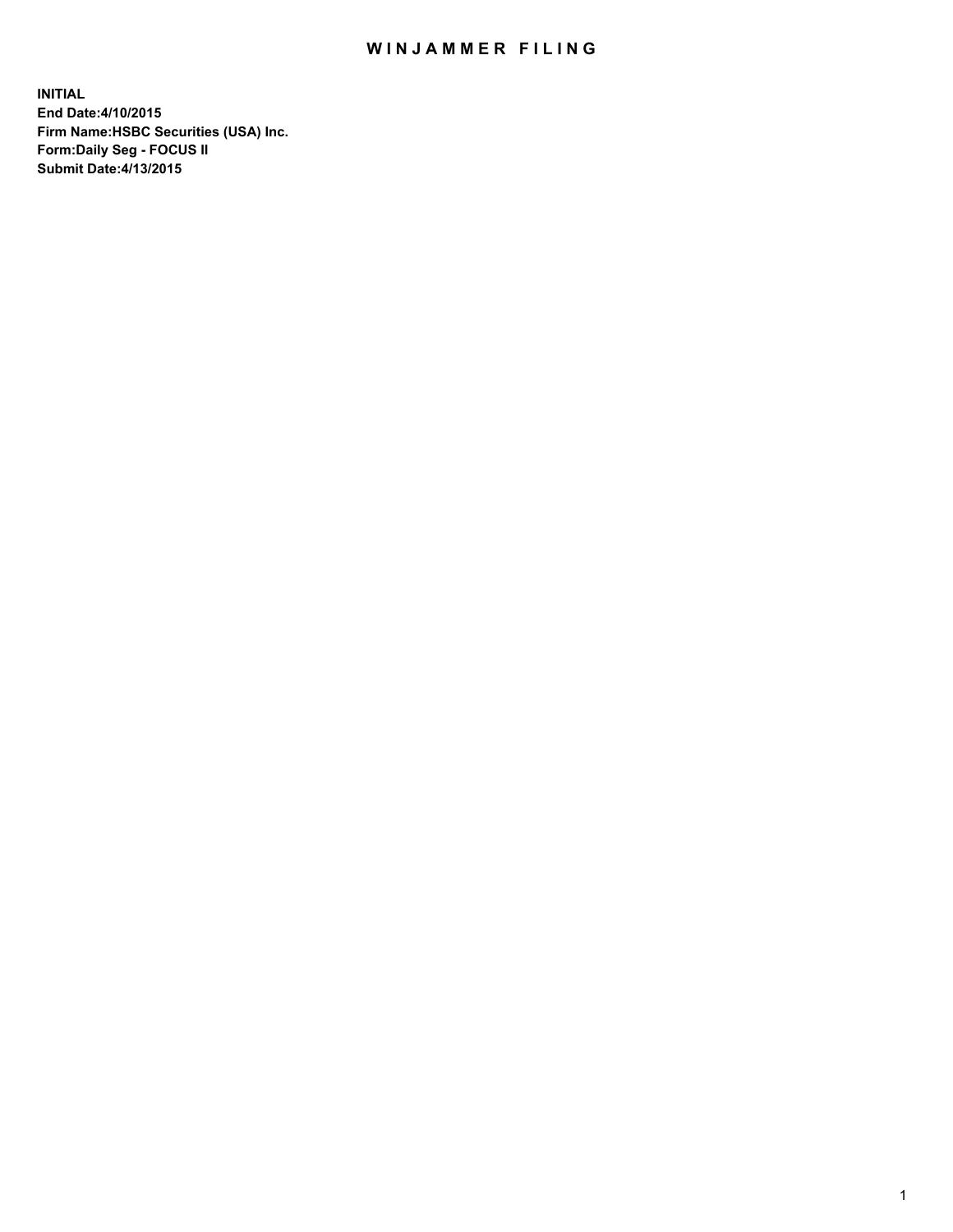# WINJAMMER FILING

**INITIAL**
**End Date:4/10/2015**
**Firm Name:HSBC Securities (USA) Inc.**
**Form:Daily Seg - FOCUS II**
**Submit Date:4/13/2015**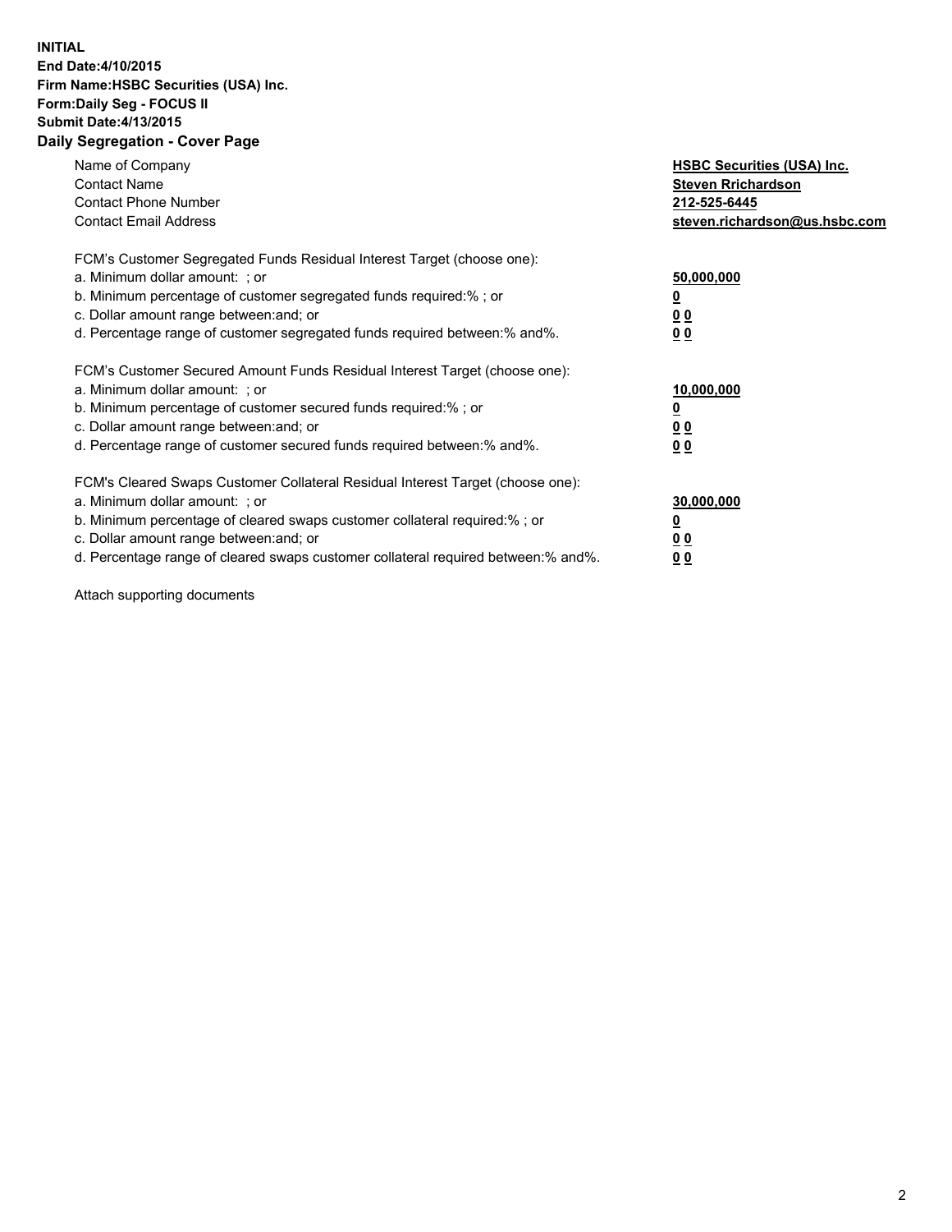**INITIAL**
**End Date:4/10/2015**
**Firm Name:HSBC Securities (USA) Inc.**
**Form:Daily Seg - FOCUS II**
**Submit Date:4/13/2015**

## Daily Segregation - Cover Page

| | |
|---|---|
| Name of Company | **HSBC Securities (USA) Inc.** |
| Contact Name | **Steven Rrichardson** |
| Contact Phone Number | **212-525-6445** |
| Contact Email Address | **steven.richardson@us.hsbc.com** |

| | |
|---|---|
| FCM's Customer Segregated Funds Residual Interest Target (choose one): | |
| a. Minimum dollar amount: ; or | **50,000,000** |
| b. Minimum percentage of customer segregated funds required:% ; or | **0** |
| c. Dollar amount range between:and; or | **0 0** |
| d. Percentage range of customer segregated funds required between:% and%. | **0 0** |

| | |
|---|---|
| FCM's Customer Secured Amount Funds Residual Interest Target (choose one): | |
| a. Minimum dollar amount: ; or | **10,000,000** |
| b. Minimum percentage of customer secured funds required:% ; or | **0** |
| c. Dollar amount range between:and; or | **0 0** |
| d. Percentage range of customer secured funds required between:% and%. | **0 0** |

| | |
|---|---|
| FCM's Cleared Swaps Customer Collateral Residual Interest Target (choose one): | |
| a. Minimum dollar amount: ; or | **30,000,000** |
| b. Minimum percentage of cleared swaps customer collateral required:% ; or | **0** |
| c. Dollar amount range between:and; or | **0 0** |
| d. Percentage range of cleared swaps customer collateral required between:% and%. | **0 0** |

Attach supporting documents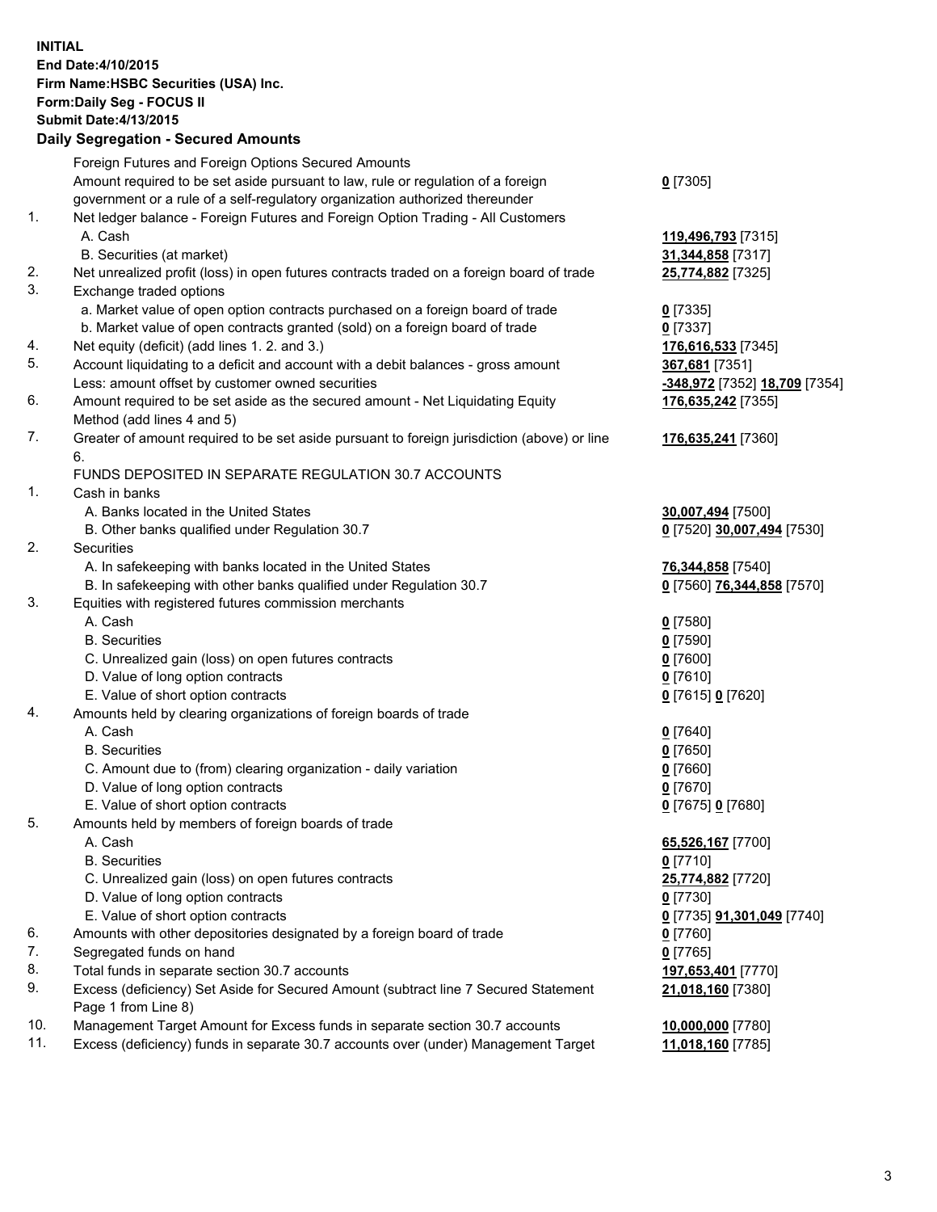**INITIAL**
**End Date:4/10/2015**
**Firm Name:HSBC Securities (USA) Inc.**
**Form:Daily Seg - FOCUS II**
**Submit Date:4/13/2015**

## Daily Segregation - Secured Amounts

| | | |
|---|---|---|
| | Foreign Futures and Foreign Options Secured Amounts | |
| | Amount required to be set aside pursuant to law, rule or regulation of a foreign government or a rule of a self-regulatory organization authorized thereunder | **0** [7305] |
| 1. | Net ledger balance - Foreign Futures and Foreign Option Trading - All Customers | |
| | A. Cash | **119,496,793** [7315] |
| | B. Securities (at market) | **31,344,858** [7317] |
| 2. | Net unrealized profit (loss) in open futures contracts traded on a foreign board of trade | **25,774,882** [7325] |
| 3. | Exchange traded options | |
| | a. Market value of open option contracts purchased on a foreign board of trade | **0** [7335] |
| | b. Market value of open contracts granted (sold) on a foreign board of trade | **0** [7337] |
| 4. | Net equity (deficit) (add lines 1. 2. and 3.) | **176,616,533** [7345] |
| 5. | Account liquidating to a deficit and account with a debit balances - gross amount | **367,681** [7351] |
| | Less: amount offset by customer owned securities | **-348,972** [7352] **18,709** [7354] |
| 6. | Amount required to be set aside as the secured amount - Net Liquidating Equity Method (add lines 4 and 5) | **176,635,242** [7355] |
| 7. | Greater of amount required to be set aside pursuant to foreign jurisdiction (above) or line 6. | **176,635,241** [7360] |
| | FUNDS DEPOSITED IN SEPARATE REGULATION 30.7 ACCOUNTS | |
| 1. | Cash in banks | |
| | A. Banks located in the United States | **30,007,494** [7500] |
| | B. Other banks qualified under Regulation 30.7 | **0** [7520] **30,007,494** [7530] |
| 2. | Securities | |
| | A. In safekeeping with banks located in the United States | **76,344,858** [7540] |
| | B. In safekeeping with other banks qualified under Regulation 30.7 | **0** [7560] **76,344,858** [7570] |
| 3. | Equities with registered futures commission merchants | |
| | A. Cash | **0** [7580] |
| | B. Securities | **0** [7590] |
| | C. Unrealized gain (loss) on open futures contracts | **0** [7600] |
| | D. Value of long option contracts | **0** [7610] |
| | E. Value of short option contracts | **0** [7615] **0** [7620] |
| 4. | Amounts held by clearing organizations of foreign boards of trade | |
| | A. Cash | **0** [7640] |
| | B. Securities | **0** [7650] |
| | C. Amount due to (from) clearing organization - daily variation | **0** [7660] |
| | D. Value of long option contracts | **0** [7670] |
| | E. Value of short option contracts | **0** [7675] **0** [7680] |
| 5. | Amounts held by members of foreign boards of trade | |
| | A. Cash | **65,526,167** [7700] |
| | B. Securities | **0** [7710] |
| | C. Unrealized gain (loss) on open futures contracts | **25,774,882** [7720] |
| | D. Value of long option contracts | **0** [7730] |
| | E. Value of short option contracts | **0** [7735] **91,301,049** [7740] |
| 6. | Amounts with other depositories designated by a foreign board of trade | **0** [7760] |
| 7. | Segregated funds on hand | **0** [7765] |
| 8. | Total funds in separate section 30.7 accounts | **197,653,401** [7770] |
| 9. | Excess (deficiency) Set Aside for Secured Amount (subtract line 7 Secured Statement Page 1 from Line 8) | **21,018,160** [7380] |
| 10. | Management Target Amount for Excess funds in separate section 30.7 accounts | **10,000,000** [7780] |
| 11. | Excess (deficiency) funds in separate 30.7 accounts over (under) Management Target | **11,018,160** [7785] |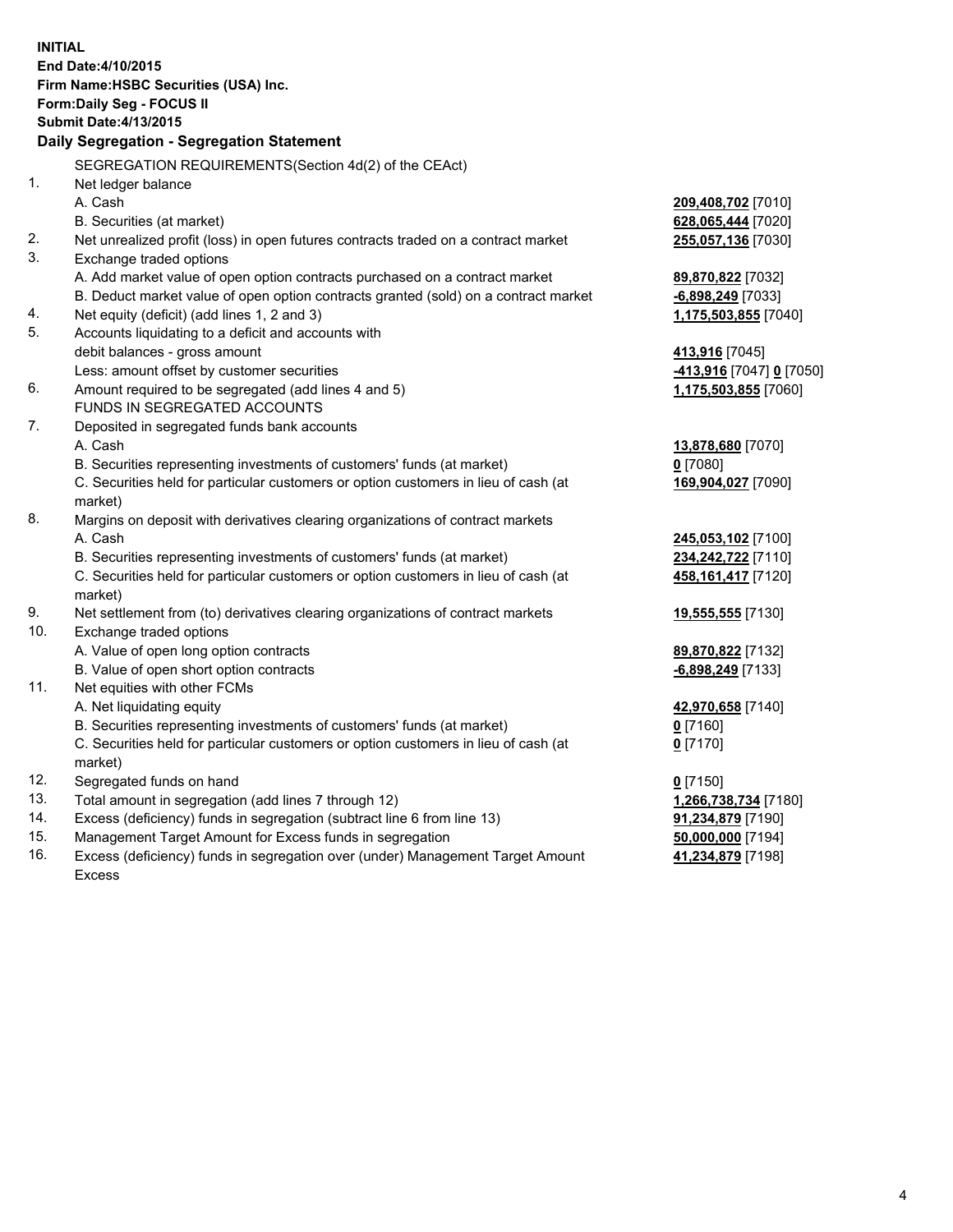**INITIAL**
**End Date:4/10/2015**
**Firm Name:HSBC Securities (USA) Inc.**
**Form:Daily Seg - FOCUS II**
**Submit Date:4/13/2015**

**Daily Segregation - Segregation Statement**

| | | |
|---|---|---|
| | SEGREGATION REQUIREMENTS(Section 4d(2) of the CEAct) | |
| 1. | Net ledger balance | |
| | A. Cash | **209,408,702** [7010] |
| | B. Securities (at market) | **628,065,444** [7020] |
| 2. | Net unrealized profit (loss) in open futures contracts traded on a contract market | **255,057,136** [7030] |
| 3. | Exchange traded options | |
| | A. Add market value of open option contracts purchased on a contract market | **89,870,822** [7032] |
| | B. Deduct market value of open option contracts granted (sold) on a contract market | **-6,898,249** [7033] |
| 4. | Net equity (deficit) (add lines 1, 2 and 3) | **1,175,503,855** [7040] |
| 5. | Accounts liquidating to a deficit and accounts with | |
| | debit balances - gross amount | **413,916** [7045] |
| | Less: amount offset by customer securities | **-413,916** [7047] **0** [7050] |
| 6. | Amount required to be segregated (add lines 4 and 5) | **1,175,503,855** [7060] |
| | FUNDS IN SEGREGATED ACCOUNTS | |
| 7. | Deposited in segregated funds bank accounts | |
| | A. Cash | **13,878,680** [7070] |
| | B. Securities representing investments of customers' funds (at market) | **0** [7080] |
| | C. Securities held for particular customers or option customers in lieu of cash (at market) | **169,904,027** [7090] |
| 8. | Margins on deposit with derivatives clearing organizations of contract markets | |
| | A. Cash | **245,053,102** [7100] |
| | B. Securities representing investments of customers' funds (at market) | **234,242,722** [7110] |
| | C. Securities held for particular customers or option customers in lieu of cash (at market) | **458,161,417** [7120] |
| 9. | Net settlement from (to) derivatives clearing organizations of contract markets | **19,555,555** [7130] |
| 10. | Exchange traded options | |
| | A. Value of open long option contracts | **89,870,822** [7132] |
| | B. Value of open short option contracts | **-6,898,249** [7133] |
| 11. | Net equities with other FCMs | |
| | A. Net liquidating equity | **42,970,658** [7140] |
| | B. Securities representing investments of customers' funds (at market) | **0** [7160] |
| | C. Securities held for particular customers or option customers in lieu of cash (at market) | **0** [7170] |
| 12. | Segregated funds on hand | **0** [7150] |
| 13. | Total amount in segregation (add lines 7 through 12) | **1,266,738,734** [7180] |
| 14. | Excess (deficiency) funds in segregation (subtract line 6 from line 13) | **91,234,879** [7190] |
| 15. | Management Target Amount for Excess funds in segregation | **50,000,000** [7194] |
| 16. | Excess (deficiency) funds in segregation over (under) Management Target Amount Excess | **41,234,879** [7198] |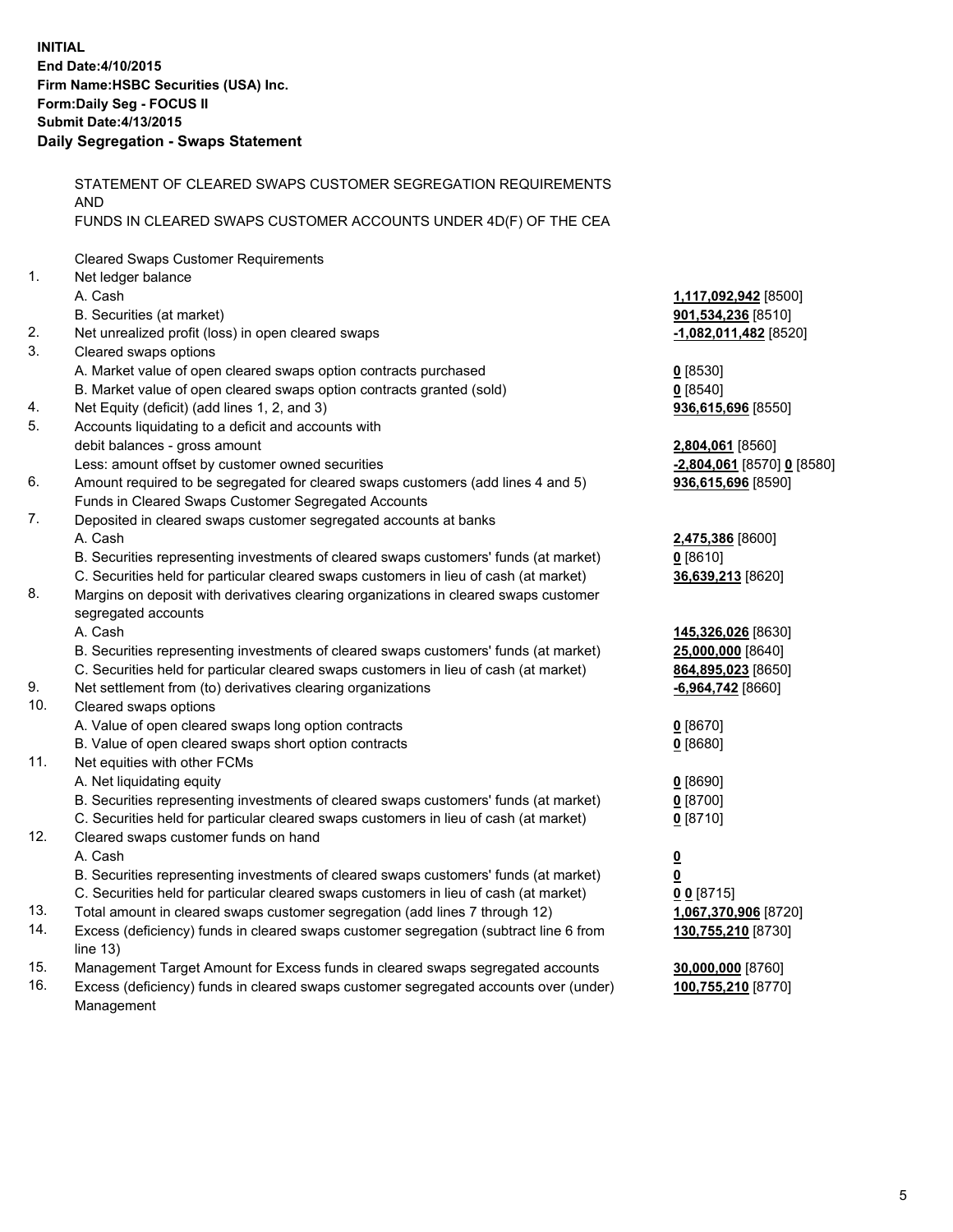**INITIAL**
**End Date:4/10/2015**
**Firm Name:HSBC Securities (USA) Inc.**
**Form:Daily Seg - FOCUS II**
**Submit Date:4/13/2015**
**Daily Segregation - Swaps Statement**

STATEMENT OF CLEARED SWAPS CUSTOMER SEGREGATION REQUIREMENTS AND FUNDS IN CLEARED SWAPS CUSTOMER ACCOUNTS UNDER 4D(F) OF THE CEA

| | | |
|---|---|---|
| | Cleared Swaps Customer Requirements | |
| 1. | Net ledger balance | |
| | A. Cash | **1,117,092,942** [8500] |
| | B. Securities (at market) | **901,534,236** [8510] |
| 2. | Net unrealized profit (loss) in open cleared swaps | **-1,082,011,482** [8520] |
| 3. | Cleared swaps options | |
| | A. Market value of open cleared swaps option contracts purchased | **0** [8530] |
| | B. Market value of open cleared swaps option contracts granted (sold) | **0** [8540] |
| 4. | Net Equity (deficit) (add lines 1, 2, and 3) | **936,615,696** [8550] |
| 5. | Accounts liquidating to a deficit and accounts with debit balances - gross amount | **2,804,061** [8560] |
| | Less: amount offset by customer owned securities | **-2,804,061** [8570] **0** [8580] |
| 6. | Amount required to be segregated for cleared swaps customers (add lines 4 and 5) | **936,615,696** [8590] |
| | Funds in Cleared Swaps Customer Segregated Accounts | |
| 7. | Deposited in cleared swaps customer segregated accounts at banks | |
| | A. Cash | **2,475,386** [8600] |
| | B. Securities representing investments of cleared swaps customers' funds (at market) | **0** [8610] |
| | C. Securities held for particular cleared swaps customers in lieu of cash (at market) | **36,639,213** [8620] |
| 8. | Margins on deposit with derivatives clearing organizations in cleared swaps customer segregated accounts | |
| | A. Cash | **145,326,026** [8630] |
| | B. Securities representing investments of cleared swaps customers' funds (at market) | **25,000,000** [8640] |
| | C. Securities held for particular cleared swaps customers in lieu of cash (at market) | **864,895,023** [8650] |
| 9. | Net settlement from (to) derivatives clearing organizations | **-6,964,742** [8660] |
| 10. | Cleared swaps options | |
| | A. Value of open cleared swaps long option contracts | **0** [8670] |
| | B. Value of open cleared swaps short option contracts | **0** [8680] |
| 11. | Net equities with other FCMs | |
| | A. Net liquidating equity | **0** [8690] |
| | B. Securities representing investments of cleared swaps customers' funds (at market) | **0** [8700] |
| | C. Securities held for particular cleared swaps customers in lieu of cash (at market) | **0** [8710] |
| 12. | Cleared swaps customer funds on hand | |
| | A. Cash | **0** |
| | B. Securities representing investments of cleared swaps customers' funds (at market) | **0** |
| | C. Securities held for particular cleared swaps customers in lieu of cash (at market) | **0** **0** [8715] |
| 13. | Total amount in cleared swaps customer segregation (add lines 7 through 12) | **1,067,370,906** [8720] |
| 14. | Excess (deficiency) funds in cleared swaps customer segregation (subtract line 6 from line 13) | **130,755,210** [8730] |
| 15. | Management Target Amount for Excess funds in cleared swaps segregated accounts | **30,000,000** [8760] |
| 16. | Excess (deficiency) funds in cleared swaps customer segregated accounts over (under) Management | **100,755,210** [8770] |